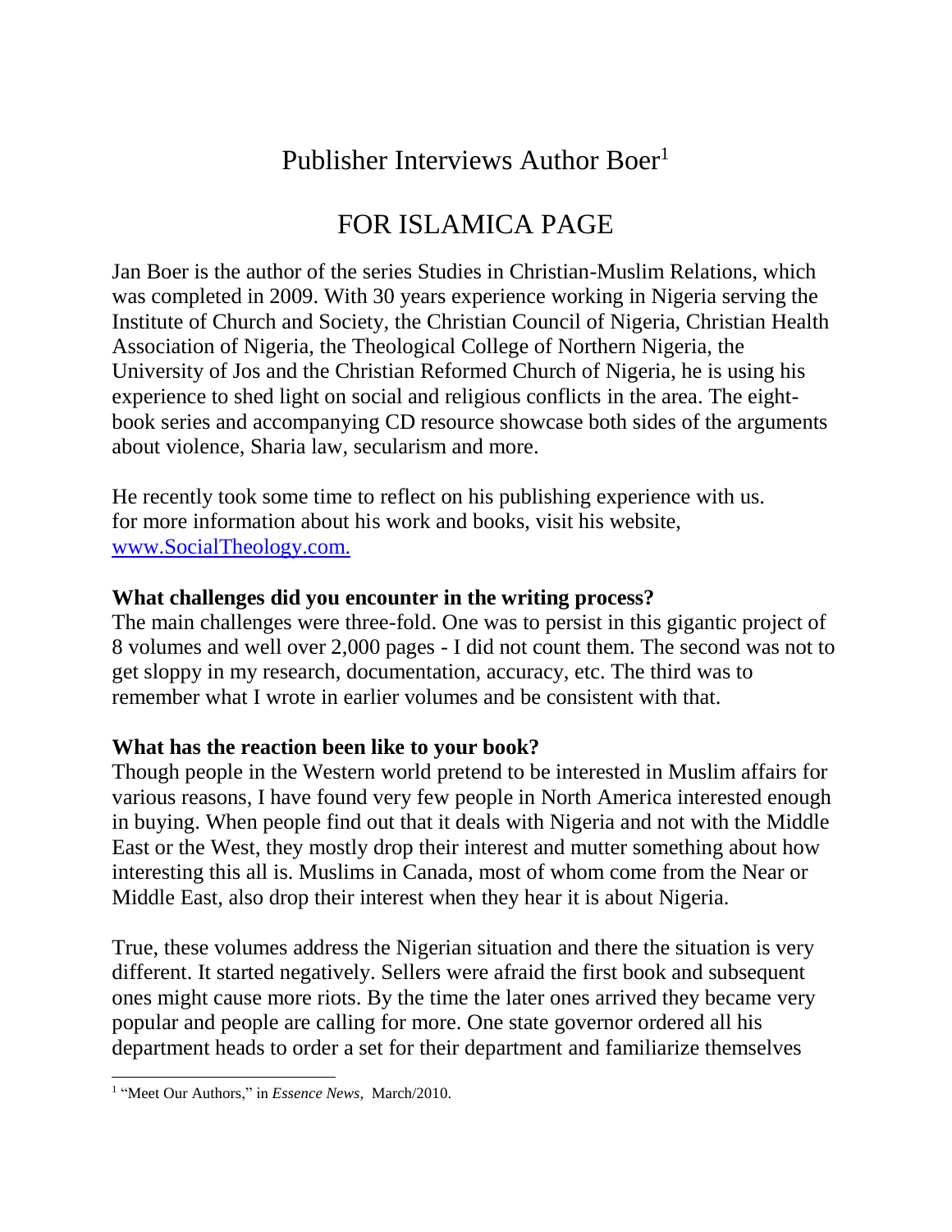# Publisher Interviews Author Boer[1]

# FOR ISLAMICA PAGE

Jan Boer is the author of the series Studies in Christian-Muslim Relations, which was completed in 2009. With 30 years experience working in Nigeria serving the Institute of Church and Society, the Christian Council of Nigeria, Christian Health Association of Nigeria, the Theological College of Northern Nigeria, the University of Jos and the Christian Reformed Church of Nigeria, he is using his experience to shed light on social and religious conflicts in the area. The eight-book series and accompanying CD resource showcase both sides of the arguments about violence, Sharia law, secularism and more.

He recently took some time to reflect on his publishing experience with us. for more information about his work and books, visit his website, [www.SocialTheology.com.](http://www.SocialTheology.com)

**What challenges did you encounter in the writing process?**

The main challenges were three-fold. One was to persist in this gigantic project of 8 volumes and well over 2,000 pages - I did not count them. The second was not to get sloppy in my research, documentation, accuracy, etc. The third was to remember what I wrote in earlier volumes and be consistent with that.

**What has the reaction been like to your book?**

Though people in the Western world pretend to be interested in Muslim affairs for various reasons, I have found very few people in North America interested enough in buying. When people find out that it deals with Nigeria and not with the Middle East or the West, they mostly drop their interest and mutter something about how interesting this all is. Muslims in Canada, most of whom come from the Near or Middle East, also drop their interest when they hear it is about Nigeria.

True, these volumes address the Nigerian situation and there the situation is very different. It started negatively. Sellers were afraid the first book and subsequent ones might cause more riots. By the time the later ones arrived they became very popular and people are calling for more. One state governor ordered all his department heads to order a set for their department and familiarize themselves

[1] "Meet Our Authors," in *Essence News,* March/2010.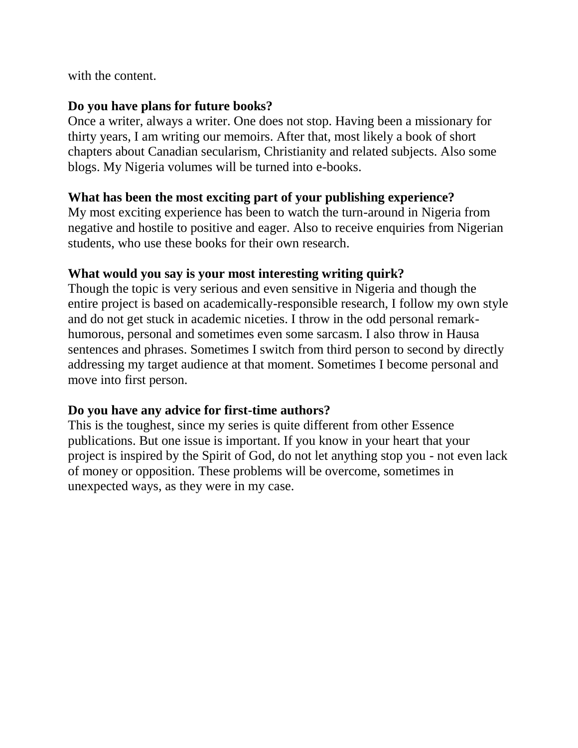with the content.

**Do you have plans for future books?**
Once a writer, always a writer. One does not stop. Having been a missionary for thirty years, I am writing our memoirs. After that, most likely a book of short chapters about Canadian secularism, Christianity and related subjects. Also some blogs. My Nigeria volumes will be turned into e-books.

**What has been the most exciting part of your publishing experience?**
My most exciting experience has been to watch the turn-around in Nigeria from negative and hostile to positive and eager. Also to receive enquiries from Nigerian students, who use these books for their own research.

**What would you say is your most interesting writing quirk?**
Though the topic is very serious and even sensitive in Nigeria and though the entire project is based on academically-responsible research, I follow my own style and do not get stuck in academic niceties. I throw in the odd personal remark- humorous, personal and sometimes even some sarcasm. I also throw in Hausa sentences and phrases. Sometimes I switch from third person to second by directly addressing my target audience at that moment. Sometimes I become personal and move into first person.

**Do you have any advice for first-time authors?**
This is the toughest, since my series is quite different from other Essence publications. But one issue is important. If you know in your heart that your project is inspired by the Spirit of God, do not let anything stop you - not even lack of money or opposition. These problems will be overcome, sometimes in unexpected ways, as they were in my case.